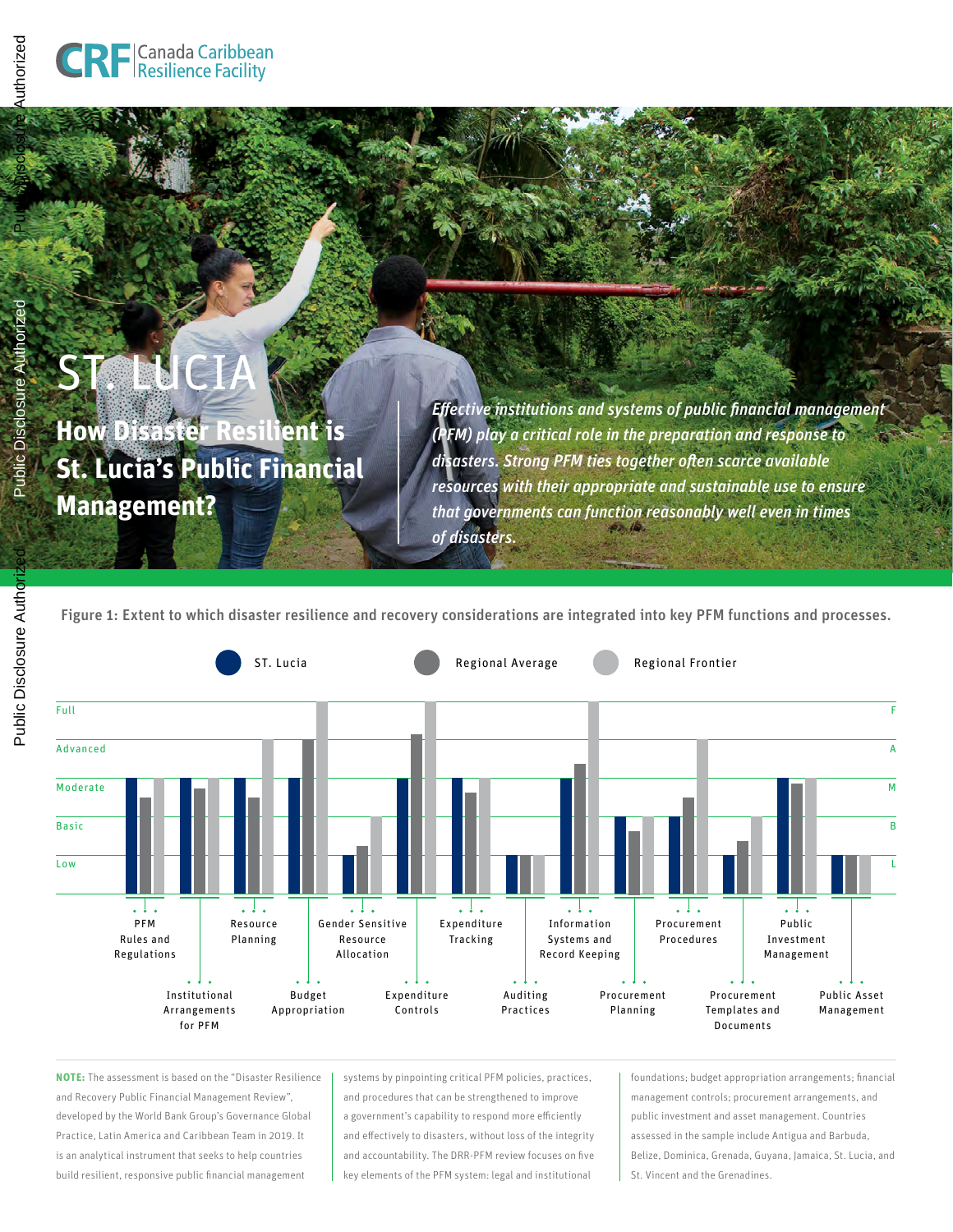CRF Canada Caribbean Resilience Facility

# ST. LUCIA

## How Disaster Resilient is St. Lucia's Public Financial Management?

*Effective institutions and systems of public financial management (PFM) play a critical role in the preparation and response to disasters. Strong PFM ties together often scarce available resources with their appropriate and sustainable use to ensure that governments can function reasonably well even in times of disasters.*

**Figure 1: Extent to which disaster resilience and recovery considerations are integrated into key PFM functions and processes.**

| PFM function | ST. Lucia | Regional Average | Regional Frontier |
|---|---|---|---|
| PFM Rules and Regulations | Moderate | Basic–Moderate | Moderate |
| Institutional Arrangements for PFM | Moderate | Basic–Moderate | Moderate |
| Resource Planning | Moderate | Basic–Moderate | Advanced |
| Budget Appropriation | Moderate | Advanced | Full |
| Gender Sensitive Resource Allocation | Low | Low–Basic | Basic |
| Expenditure Controls | Moderate | Advanced–Full | Full |
| Expenditure Tracking | Moderate | Basic–Moderate | Moderate |
| Auditing Practices | Low | Low | Low |
| Information Systems and Record Keeping | Moderate | Moderate–Advanced | Full |
| Procurement Planning | Basic | Low–Basic | Basic |
| Procurement Procedures | Basic | Basic–Moderate | Advanced |
| Procurement Templates and Documents | Low | Low–Basic | Basic |
| Public Investment Management | Moderate | Moderate | Moderate |
| Public Asset Management | Low | Low | Low |

**NOTE:** The assessment is based on the "Disaster Resilience and Recovery Public Financial Management Review", developed by the World Bank Group's Governance Global Practice, Latin America and Caribbean Team in 2019. It is an analytical instrument that seeks to help countries build resilient, responsive public financial management systems by pinpointing critical PFM policies, practices, and procedures that can be strengthened to improve a government's capability to respond more efficiently and effectively to disasters, without loss of the integrity and accountability. The DRR-PFM review focuses on five key elements of the PFM system: legal and institutional foundations; budget appropriation arrangements; financial management controls; procurement arrangements, and public investment and asset management. Countries assessed in the sample include Antigua and Barbuda, Belize, Dominica, Grenada, Guyana, Jamaica, St. Lucia, and St. Vincent and the Grenadines.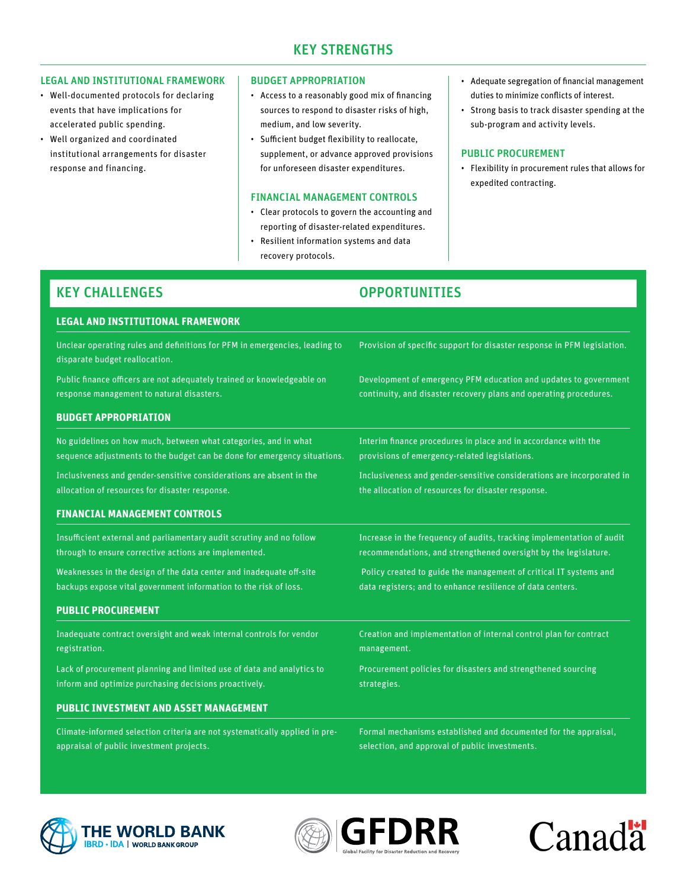## KEY STRENGTHS

### LEGAL AND INSTITUTIONAL FRAMEWORK

- Well-documented protocols for declaring events that have implications for accelerated public spending.
- Well organized and coordinated institutional arrangements for disaster response and financing.

### BUDGET APPROPRIATION

- Access to a reasonably good mix of financing sources to respond to disaster risks of high, medium, and low severity.
- Sufficient budget flexibility to reallocate, supplement, or advance approved provisions for unforeseen disaster expenditures.

### FINANCIAL MANAGEMENT CONTROLS

- Clear protocols to govern the accounting and reporting of disaster-related expenditures.
- Resilient information systems and data recovery protocols.
- Adequate segregation of financial management duties to minimize conflicts of interest.
- Strong basis to track disaster spending at the sub-program and activity levels.

### PUBLIC PROCUREMENT

- Flexibility in procurement rules that allows for expedited contracting.

| KEY CHALLENGES | OPPORTUNITIES |
|---|---|
| **LEGAL AND INSTITUTIONAL FRAMEWORK** | |
| Unclear operating rules and definitions for PFM in emergencies, leading to disparate budget reallocation. | Provision of specific support for disaster response in PFM legislation. |
| Public finance officers are not adequately trained or knowledgeable on response management to natural disasters. | Development of emergency PFM education and updates to government continuity, and disaster recovery plans and operating procedures. |
| **BUDGET APPROPRIATION** | |
| No guidelines on how much, between what categories, and in what sequence adjustments to the budget can be done for emergency situations. | Interim finance procedures in place and in accordance with the provisions of emergency-related legislations. |
| Inclusiveness and gender-sensitive considerations are absent in the allocation of resources for disaster response. | Inclusiveness and gender-sensitive considerations are incorporated in the allocation of resources for disaster response. |
| **FINANCIAL MANAGEMENT CONTROLS** | |
| Insufficient external and parliamentary audit scrutiny and no follow through to ensure corrective actions are implemented. | Increase in the frequency of audits, tracking implementation of audit recommendations, and strengthened oversight by the legislature. |
| Weaknesses in the design of the data center and inadequate off-site backups expose vital government information to the risk of loss. | Policy created to guide the management of critical IT systems and data registers; and to enhance resilience of data centers. |
| **PUBLIC PROCUREMENT** | |
| Inadequate contract oversight and weak internal controls for vendor registration. | Creation and implementation of internal control plan for contract management. |
| Lack of procurement planning and limited use of data and analytics to inform and optimize purchasing decisions proactively. | Procurement policies for disasters and strengthened sourcing strategies. |
| **PUBLIC INVESTMENT AND ASSET MANAGEMENT** | |
| Climate-informed selection criteria are not systematically applied in pre-appraisal of public investment projects. | Formal mechanisms established and documented for the appraisal, selection, and approval of public investments. |

THE WORLD BANK
IBRD • IDA | WORLD BANK GROUP

GFDRR
Global Facility for Disaster Reduction and Recovery

Canada